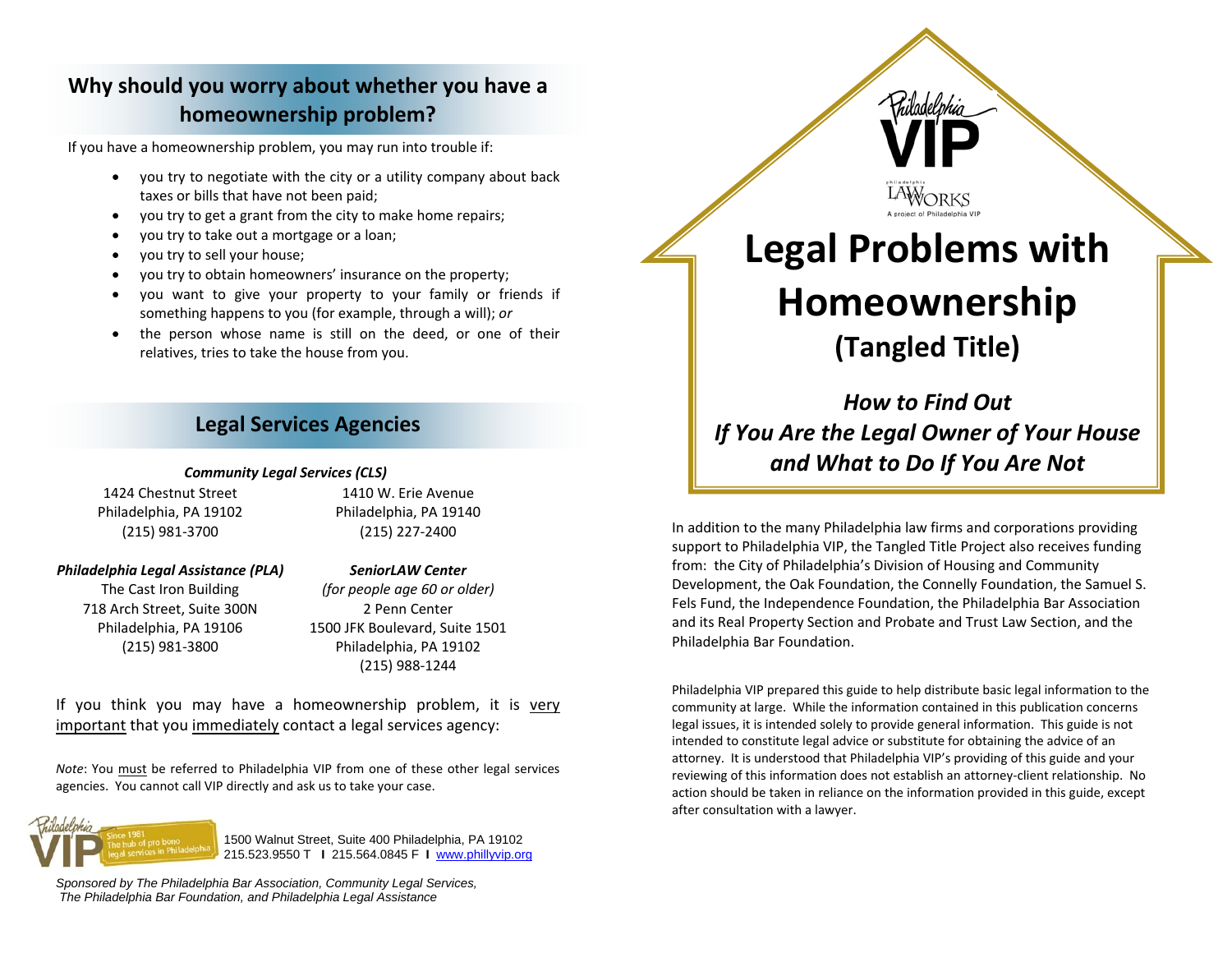## Why should you worry about whether you have a homeownership problem?

If you have a homeownership problem, you may run into trouble if:

- you try to negotiate with the city or a utility company about back taxes or bills that have not been paid;
- you try to get a grant from the city to make home repairs;
- you try to take out a mortgage or a loan;
- you try to sell your house;
- you try to obtain homeowners' insurance on the property;
- you want to give your property to your family or friends if something happens to you (for example, through a will); *or*
- the person whose name is still on the deed, or one of their relatives, tries to take the house from you.

## Legal Services Agencies

***Community Legal Services (CLS)***

1424 Chestnut Street
Philadelphia, PA 19102
(215) 981-3700

1410 W. Erie Avenue
Philadelphia, PA 19140
(215) 227-2400

***Philadelphia Legal Assistance (PLA)***

The Cast Iron Building
718 Arch Street, Suite 300N
Philadelphia, PA 19106
(215) 981-3800

***SeniorLAW Center***

*(for people age 60 or older)*
2 Penn Center
1500 JFK Boulevard, Suite 1501
Philadelphia, PA 19102
(215) 988-1244

If you think you may have a homeownership problem, it is very important that you immediately contact a legal services agency:

*Note*: You must be referred to Philadelphia VIP from one of these other legal services agencies. You cannot call VIP directly and ask us to take your case.

Philadelphia VIP — Since 1981 The hub of pro bono legal services in Philadelphia

1500 Walnut Street, Suite 400 Philadelphia, PA 19102
215.523.9550 T | 215.564.0845 F | www.phillyvip.org

*Sponsored by The Philadelphia Bar Association, Community Legal Services, The Philadelphia Bar Foundation, and Philadelphia Legal Assistance*

Philadelphia VIP

Philadelphia LAWWORKS — A project of Philadelphia VIP

# Legal Problems with Homeownership

## (Tangled Title)

### *How to Find Out If You Are the Legal Owner of Your House and What to Do If You Are Not*

In addition to the many Philadelphia law firms and corporations providing support to Philadelphia VIP, the Tangled Title Project also receives funding from: the City of Philadelphia's Division of Housing and Community Development, the Oak Foundation, the Connelly Foundation, the Samuel S. Fels Fund, the Independence Foundation, the Philadelphia Bar Association and its Real Property Section and Probate and Trust Law Section, and the Philadelphia Bar Foundation.

Philadelphia VIP prepared this guide to help distribute basic legal information to the community at large. While the information contained in this publication concerns legal issues, it is intended solely to provide general information. This guide is not intended to constitute legal advice or substitute for obtaining the advice of an attorney. It is understood that Philadelphia VIP's providing of this guide and your reviewing of this information does not establish an attorney-client relationship. No action should be taken in reliance on the information provided in this guide, except after consultation with a lawyer.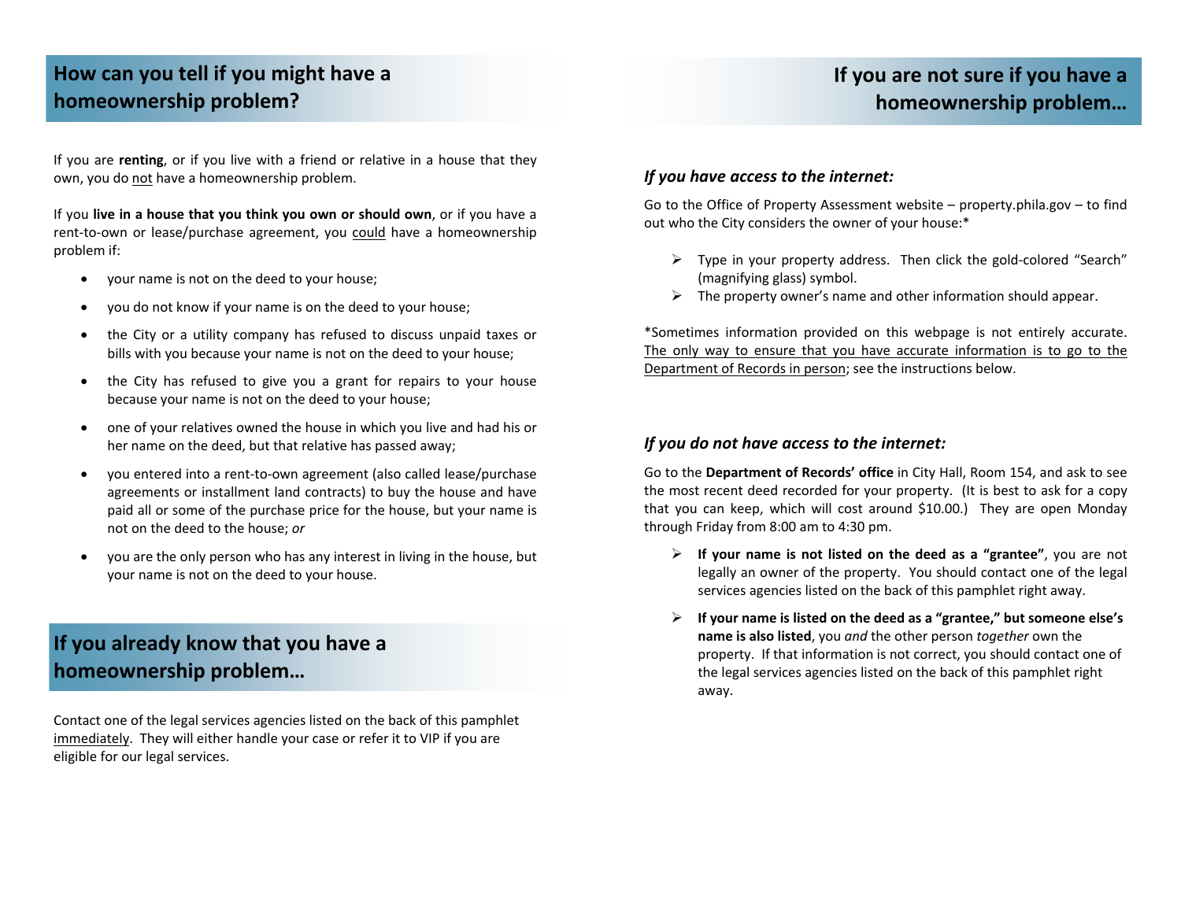## How can you tell if you might have a homeownership problem?

If you are **renting**, or if you live with a friend or relative in a house that they own, you do not have a homeownership problem.

If you **live in a house that you think you own or should own**, or if you have a rent-to-own or lease/purchase agreement, you could have a homeownership problem if:

- your name is not on the deed to your house;
- you do not know if your name is on the deed to your house;
- the City or a utility company has refused to discuss unpaid taxes or bills with you because your name is not on the deed to your house;
- the City has refused to give you a grant for repairs to your house because your name is not on the deed to your house;
- one of your relatives owned the house in which you live and had his or her name on the deed, but that relative has passed away;
- you entered into a rent-to-own agreement (also called lease/purchase agreements or installment land contracts) to buy the house and have paid all or some of the purchase price for the house, but your name is not on the deed to the house; *or*
- you are the only person who has any interest in living in the house, but your name is not on the deed to your house.

## If you already know that you have a homeownership problem…

Contact one of the legal services agencies listed on the back of this pamphlet immediately. They will either handle your case or refer it to VIP if you are eligible for our legal services.

## If you are not sure if you have a homeownership problem…

***If you have access to the internet:***

Go to the Office of Property Assessment website – property.phila.gov – to find out who the City considers the owner of your house:*

- Type in your property address. Then click the gold-colored "Search" (magnifying glass) symbol.
- The property owner's name and other information should appear.

*Sometimes information provided on this webpage is not entirely accurate. The only way to ensure that you have accurate information is to go to the Department of Records in person; see the instructions below.

***If you do not have access to the internet:***

Go to the **Department of Records' office** in City Hall, Room 154, and ask to see the most recent deed recorded for your property. (It is best to ask for a copy that you can keep, which will cost around $10.00.) They are open Monday through Friday from 8:00 am to 4:30 pm.

- **If your name is not listed on the deed as a "grantee"**, you are not legally an owner of the property. You should contact one of the legal services agencies listed on the back of this pamphlet right away.
- **If your name is listed on the deed as a "grantee," but someone else's name is also listed**, you *and* the other person *together* own the property. If that information is not correct, you should contact one of the legal services agencies listed on the back of this pamphlet right away.